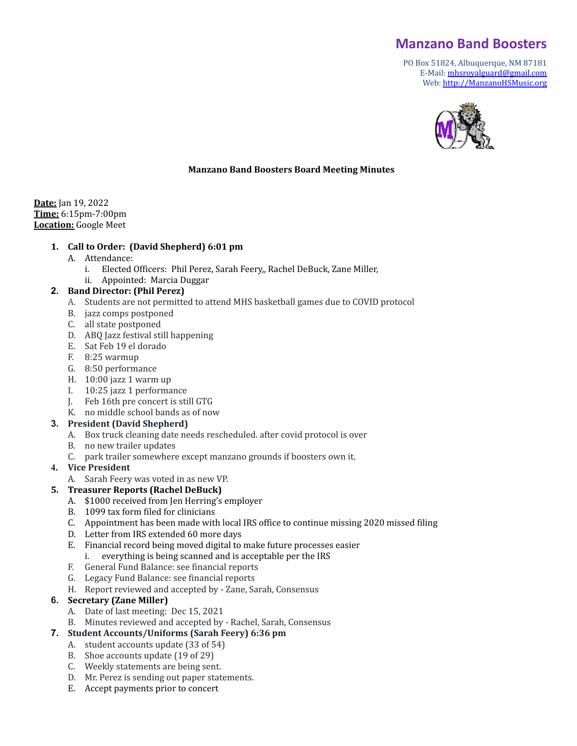# Manzano Band Boosters

PO Box 51824, Albuquerque, NM 87181
E-Mail: mhsroyalguard@gmail.com
Web: http://ManzanoHSMusic.org

**Manzano Band Boosters Board Meeting Minutes**

**Date:** Jan 19, 2022
**Time:** 6:15pm-7:00pm
**Location:** Google Meet

1. **Call to Order: (David Shepherd) 6:01 pm**
   - A. Attendance:
     - i. Elected Officers: Phil Perez, Sarah Feery,, Rachel DeBuck, Zane Miller,
     - ii. Appointed: Marcia Duggar
2. **Band Director: (Phil Perez)**
   - A. Students are not permitted to attend MHS basketball games due to COVID protocol
   - B. jazz comps postponed
   - C. all state postponed
   - D. ABQ Jazz festival still happening
   - E. Sat Feb 19 el dorado
   - F. 8:25 warmup
   - G. 8:50 performance
   - H. 10:00 jazz 1 warm up
   - I. 10:25 jazz 1 performance
   - J. Feb 16th pre concert is still GTG
   - K. no middle school bands as of now
3. **President (David Shepherd)**
   - A. Box truck cleaning date needs rescheduled. after covid protocol is over
   - B. no new trailer updates
   - C. park trailer somewhere except manzano grounds if boosters own it.
4. **Vice President**
   - A. Sarah Feery was voted in as new VP.
5. **Treasurer Reports (Rachel DeBuck)**
   - A. $1000 received from Jen Herring's employer
   - B. 1099 tax form filed for clinicians
   - C. Appointment has been made with local IRS office to continue missing 2020 missed filing
   - D. Letter from IRS extended 60 more days
   - E. Financial record being moved digital to make future processes easier
     - i. everything is being scanned and is acceptable per the IRS
   - F. General Fund Balance: see financial reports
   - G. Legacy Fund Balance: see financial reports
   - H. Report reviewed and accepted by - Zane, Sarah, Consensus
6. **Secretary (Zane Miller)**
   - A. Date of last meeting: Dec 15, 2021
   - B. Minutes reviewed and accepted by - Rachel, Sarah, Consensus
7. **Student Accounts/Uniforms (Sarah Feery) 6:36 pm**
   - A. student accounts update (33 of 54)
   - B. Shoe accounts update (19 of 29)
   - C. Weekly statements are being sent.
   - D. Mr. Perez is sending out paper statements.
   - E. Accept payments prior to concert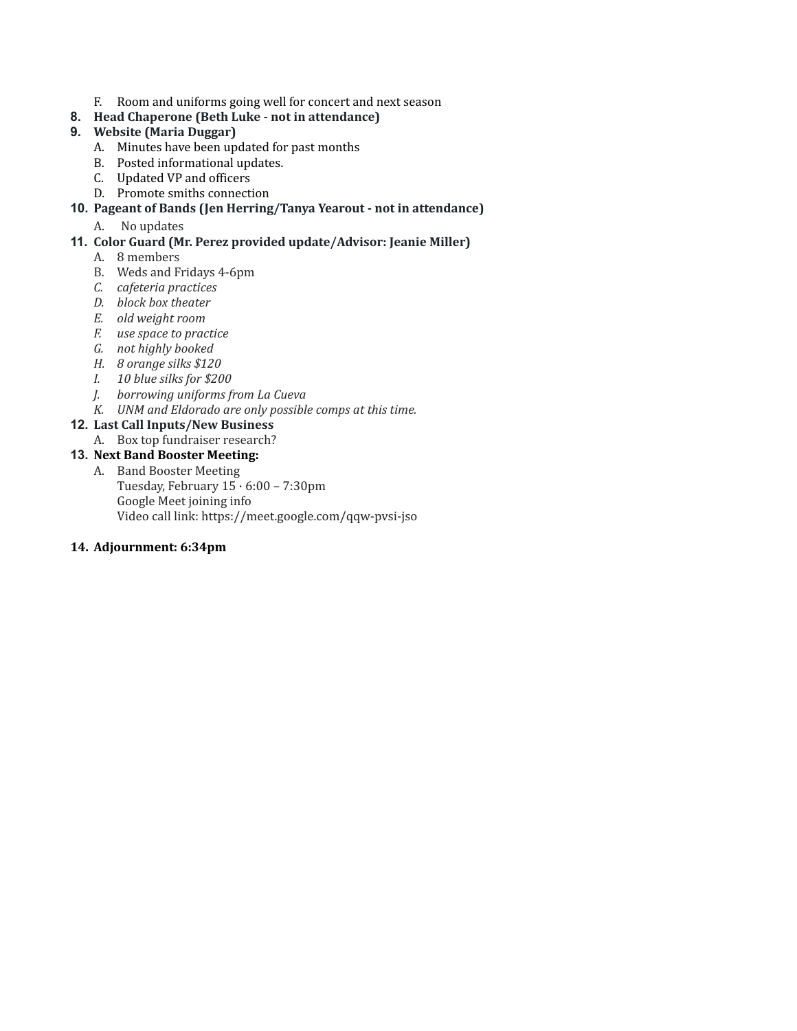F. Room and uniforms going well for concert and next season

8. **Head Chaperone (Beth Luke - not in attendance)**
9. **Website (Maria Duggar)**
   A. Minutes have been updated for past months
   B. Posted informational updates.
   C. Updated VP and officers
   D. Promote smiths connection
10. **Pageant of Bands (Jen Herring/Tanya Yearout - not in attendance)**
    A. No updates
11. **Color Guard (Mr. Perez provided update/Advisor: Jeanie Miller)**
    A. 8 members
    B. Weds and Fridays 4-6pm
    C. *cafeteria practices*
    D. *block box theater*
    E. *old weight room*
    F. *use space to practice*
    G. *not highly booked*
    H. *8 orange silks $120*
    I. *10 blue silks for $200*
    J. *borrowing uniforms from La Cueva*
    K. *UNM and Eldorado are only possible comps at this time.*
12. **Last Call Inputs/New Business**
    A. Box top fundraiser research?
13. **Next Band Booster Meeting:**
    A. Band Booster Meeting
       Tuesday, February 15 · 6:00 – 7:30pm
       Google Meet joining info
       Video call link: https://meet.google.com/qqw-pvsi-jso

14. **Adjournment: 6:34pm**